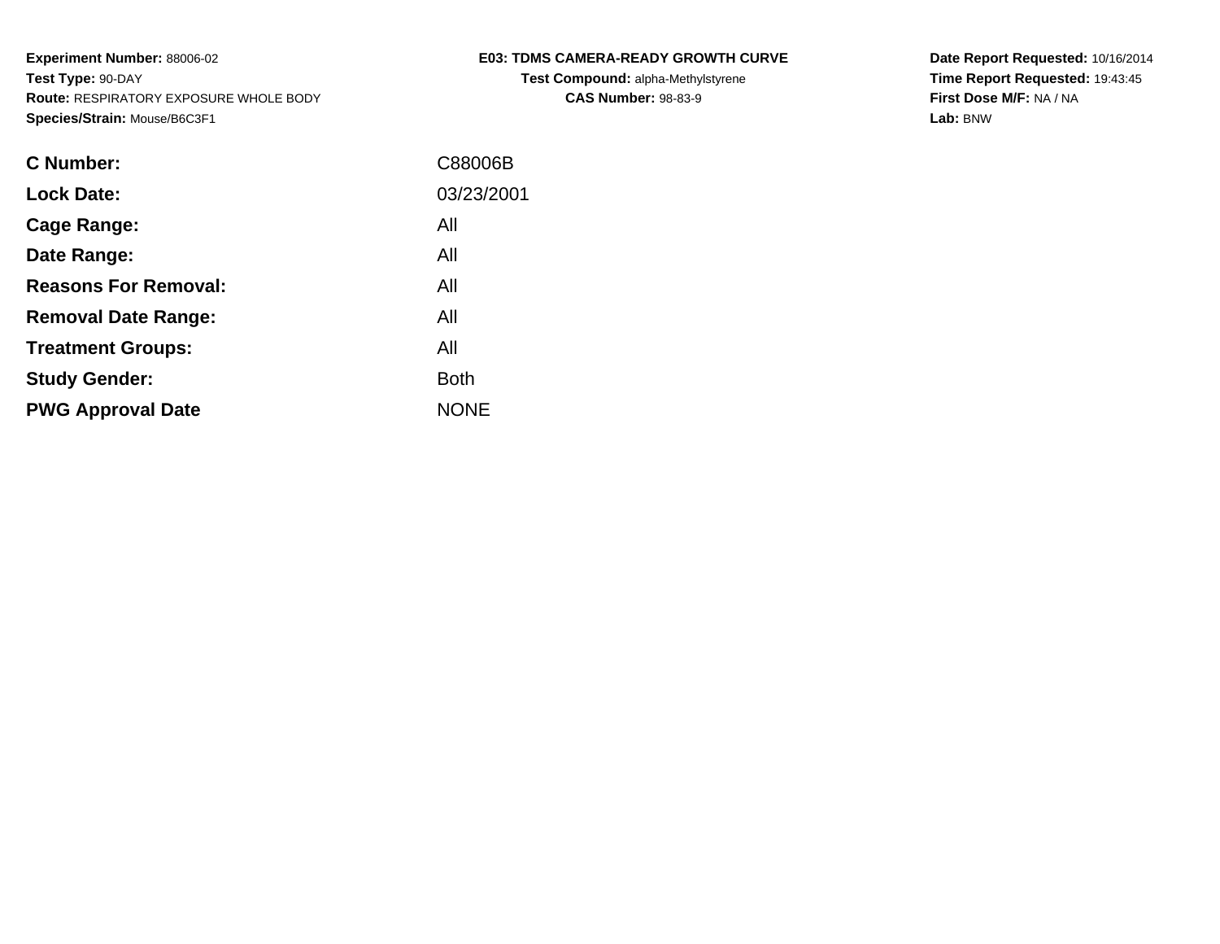**Experiment Number:** 88006-02
**Test Type:** 90-DAY
**Route:** RESPIRATORY EXPOSURE WHOLE BODY
**Species/Strain:** Mouse/B6C3F1

**E03: TDMS CAMERA-READY GROWTH CURVE**
**Test Compound:** alpha-Methylstyrene
**CAS Number:** 98-83-9

**Date Report Requested:** 10/16/2014
**Time Report Requested:** 19:43:45
**First Dose M/F:** NA / NA
**Lab:** BNW

| | |
|---|---|
| **C Number:** | C88006B |
| **Lock Date:** | 03/23/2001 |
| **Cage Range:** | All |
| **Date Range:** | All |
| **Reasons For Removal:** | All |
| **Removal Date Range:** | All |
| **Treatment Groups:** | All |
| **Study Gender:** | Both |
| **PWG Approval Date** | NONE |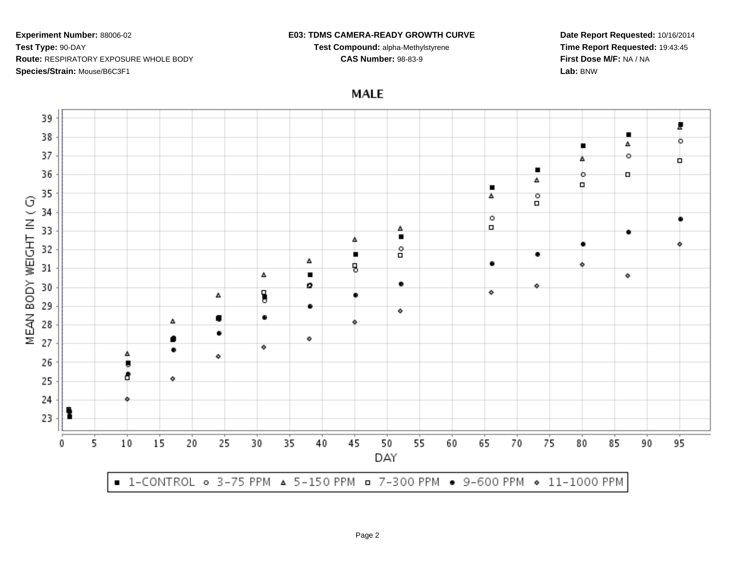**Experiment Number:** 88006-02
**Test Type:** 90-DAY
**Route:** RESPIRATORY EXPOSURE WHOLE BODY
**Species/Strain:** Mouse/B6C3F1

**E03: TDMS CAMERA-READY GROWTH CURVE**
**Test Compound:** alpha-Methylstyrene
**CAS Number:** 98-83-9

**Date Report Requested:** 10/16/2014
**Time Report Requested:** 19:43:45
**First Dose M/F:** NA / NA
**Lab:** BNW

## MALE

MEAN BODY WEIGHT IN ( G)

DAY

■ 1-CONTROL ○ 3-75 PPM △ 5-150 PPM □ 7-300 PPM ● 9-600 PPM ◇ 11-1000 PPM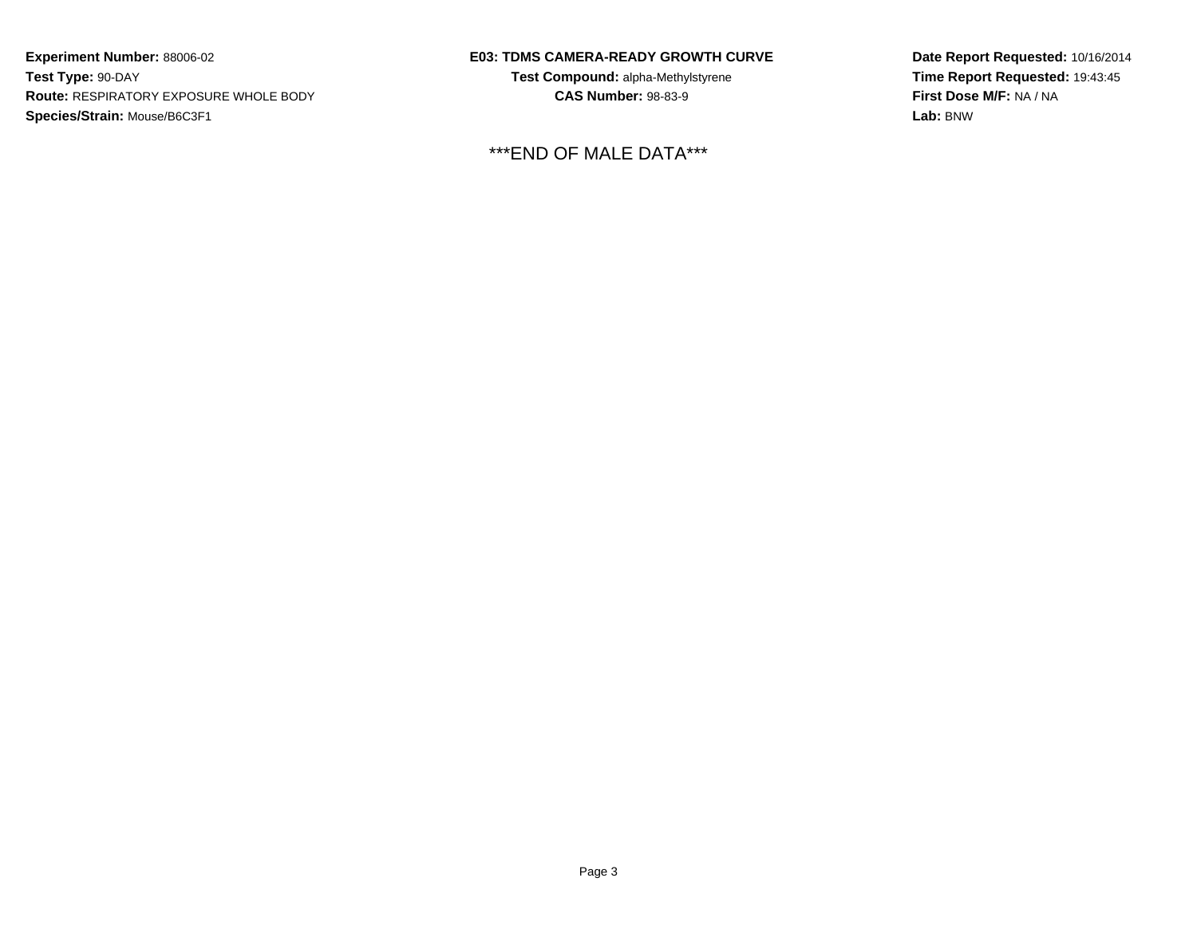***END OF MALE DATA***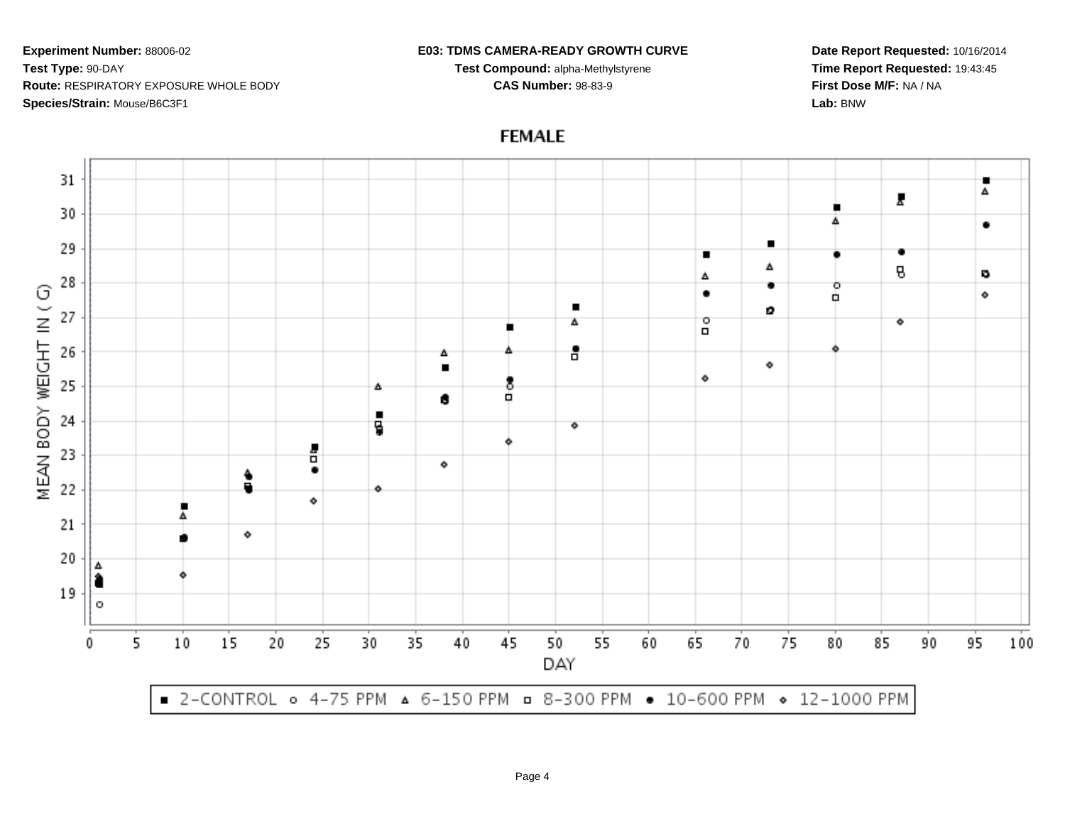**Experiment Number:** 88006-02
**Test Type:** 90-DAY
**Route:** RESPIRATORY EXPOSURE WHOLE BODY
**Species/Strain:** Mouse/B6C3F1

**E03: TDMS CAMERA-READY GROWTH CURVE**
**Test Compound:** alpha-Methylstyrene
**CAS Number:** 98-83-9

**Date Report Requested:** 10/16/2014
**Time Report Requested:** 19:43:45
**First Dose M/F:** NA / NA
**Lab:** BNW

## FEMALE

MEAN BODY WEIGHT IN ( G)

DAY

■ 2-CONTROL ○ 4-75 PPM △ 6-150 PPM □ 8-300 PPM ● 10-600 PPM ◇ 12-1000 PPM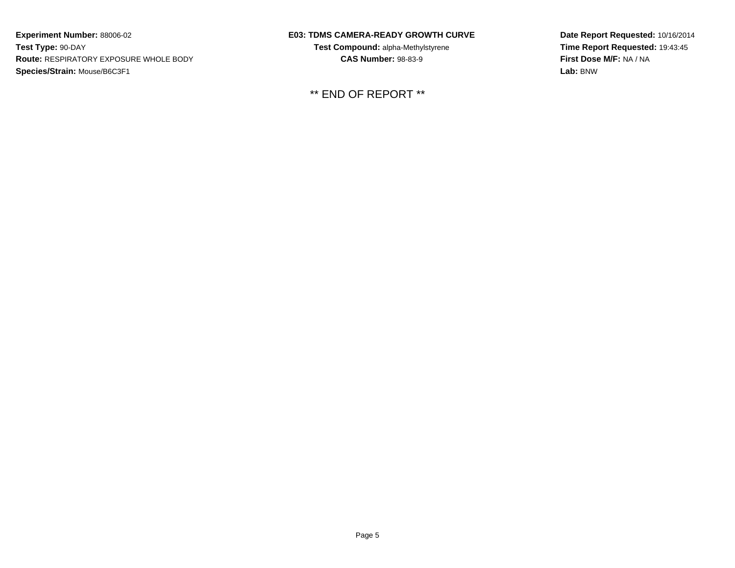**Experiment Number:** 88006-02
**Test Type:** 90-DAY
**Route:** RESPIRATORY EXPOSURE WHOLE BODY
**Species/Strain:** Mouse/B6C3F1

**E03: TDMS CAMERA-READY GROWTH CURVE**
**Test Compound:** alpha-Methylstyrene
**CAS Number:** 98-83-9

**Date Report Requested:** 10/16/2014
**Time Report Requested:** 19:43:45
**First Dose M/F:** NA / NA
**Lab:** BNW

** END OF REPORT **